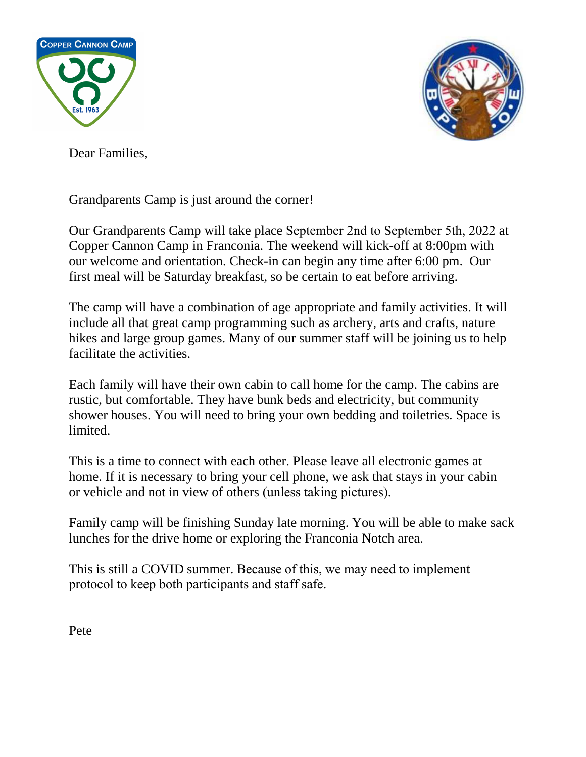Dear Families,

Grandparents Camp is just around the corner!

Our Grandparents Camp will take place September 2nd to September 5th, 2022 at Copper Cannon Camp in Franconia. The weekend will kick-off at 8:00pm with our welcome and orientation. Check-in can begin any time after 6:00 pm. Our first meal will be Saturday breakfast, so be certain to eat before arriving.

The camp will have a combination of age appropriate and family activities. It will include all that great camp programming such as archery, arts and crafts, nature hikes and large group games. Many of our summer staff will be joining us to help facilitate the activities.

Each family will have their own cabin to call home for the camp. The cabins are rustic, but comfortable. They have bunk beds and electricity, but community shower houses. You will need to bring your own bedding and toiletries. Space is limited.

This is a time to connect with each other. Please leave all electronic games at home. If it is necessary to bring your cell phone, we ask that stays in your cabin or vehicle and not in view of others (unless taking pictures).

Family camp will be finishing Sunday late morning. You will be able to make sack lunches for the drive home or exploring the Franconia Notch area.

This is still a COVID summer. Because of this, we may need to implement protocol to keep both participants and staff safe.

Pete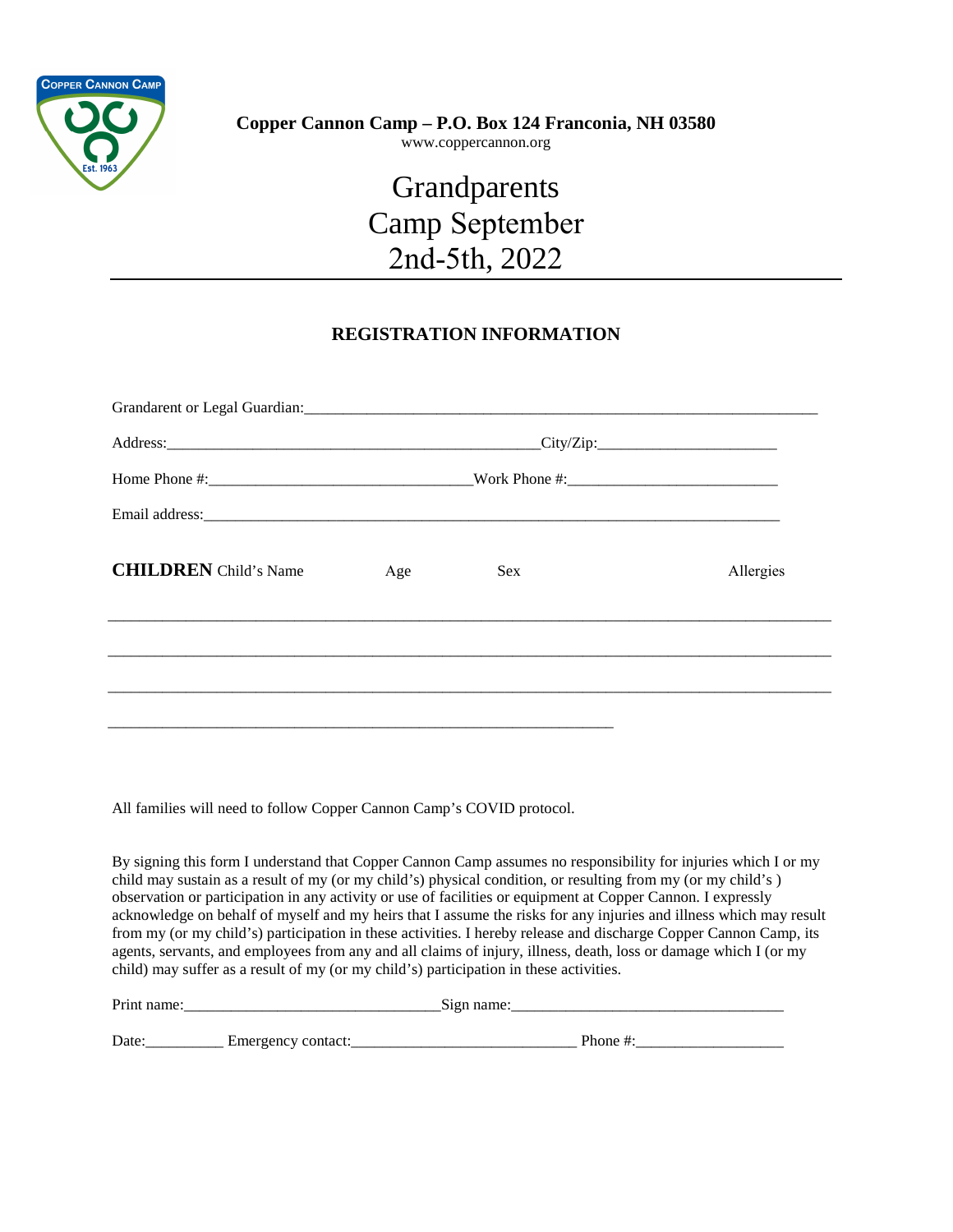**Copper Cannon Camp – P.O. Box 124 Franconia, NH 03580**
www.coppercannon.org

# Grandparents Camp September 2nd-5th, 2022

## REGISTRATION INFORMATION

Grandarent or Legal Guardian:_______________________________________________________________

Address:_________________________________________________City/Zip:______________________

Home Phone #:_________________________________Work Phone #:__________________________

Email address:__________________________________________________________________________

**CHILDREN** Child's Name | Age | Sex | Allergies

________________________________________________________________________________________

________________________________________________________________________________________

________________________________________________________________________________________

_______________________________________________________________

All families will need to follow Copper Cannon Camp's COVID protocol.

By signing this form I understand that Copper Cannon Camp assumes no responsibility for injuries which I or my child may sustain as a result of my (or my child's) physical condition, or resulting from my (or my child's ) observation or participation in any activity or use of facilities or equipment at Copper Cannon. I expressly acknowledge on behalf of myself and my heirs that I assume the risks for any injuries and illness which may result from my (or my child's) participation in these activities. I hereby release and discharge Copper Cannon Camp, its agents, servants, and employees from any and all claims of injury, illness, death, loss or damage which I (or my child) may suffer as a result of my (or my child's) participation in these activities.

Print name:________________________________Sign name:__________________________________

Date:_________ Emergency contact:___________________________ Phone #:__________________